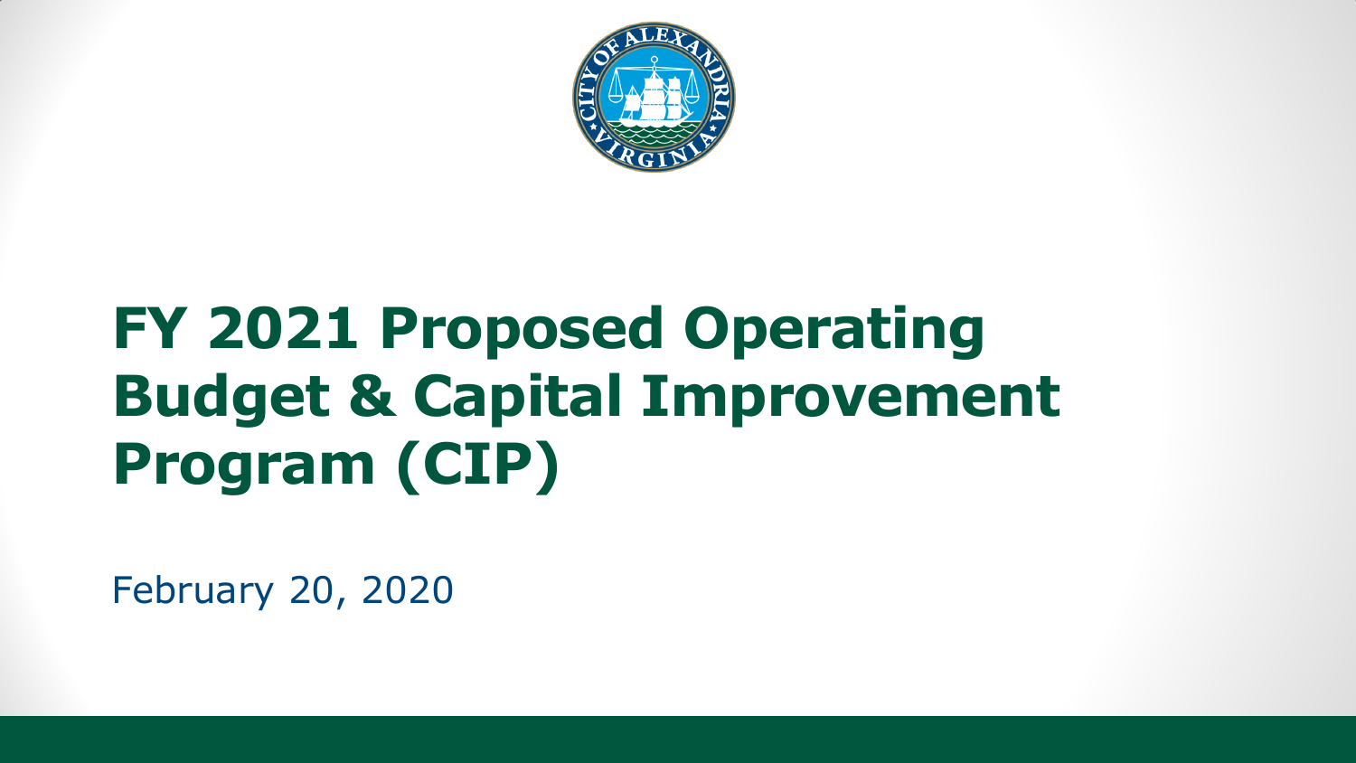# FY 2021 Proposed Operating Budget & Capital Improvement Program (CIP)

February 20, 2020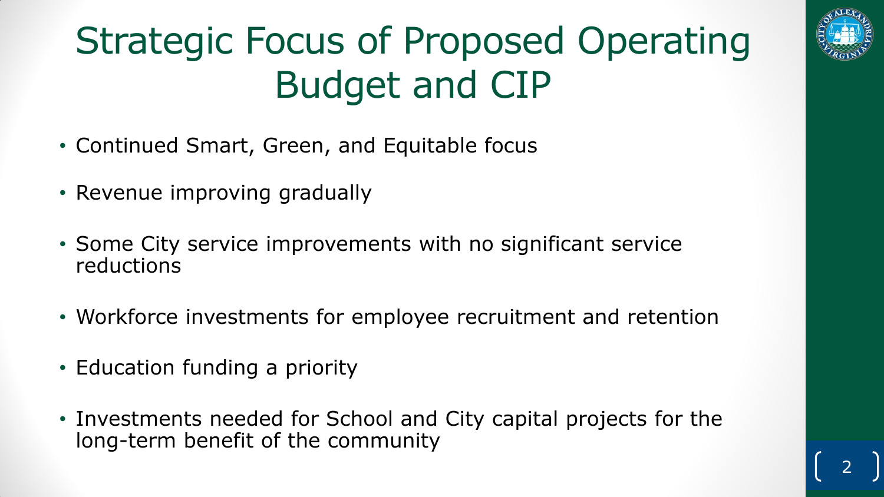# Strategic Focus of Proposed Operating Budget and CIP

- Continued Smart, Green, and Equitable focus
- Revenue improving gradually
- Some City service improvements with no significant service reductions
- Workforce investments for employee recruitment and retention
- Education funding a priority
- Investments needed for School and City capital projects for the long-term benefit of the community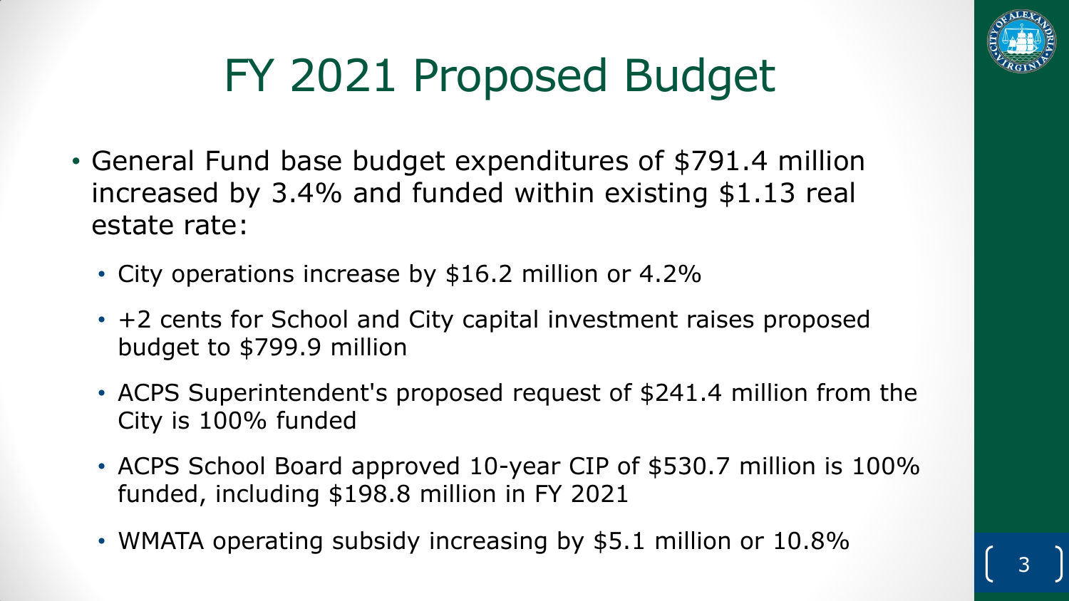# FY 2021 Proposed Budget

- General Fund base budget expenditures of $791.4 million increased by 3.4% and funded within existing $1.13 real estate rate:
  - City operations increase by $16.2 million or 4.2%
  - +2 cents for School and City capital investment raises proposed budget to $799.9 million
  - ACPS Superintendent's proposed request of $241.4 million from the City is 100% funded
  - ACPS School Board approved 10-year CIP of $530.7 million is 100% funded, including $198.8 million in FY 2021
  - WMATA operating subsidy increasing by $5.1 million or 10.8%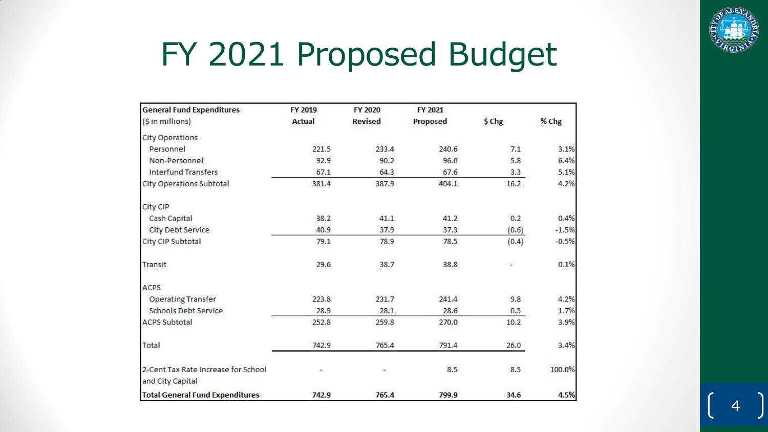# FY 2021 Proposed Budget

| General Fund Expenditures ($ in millions) | FY 2019 Actual | FY 2020 Revised | FY 2021 Proposed | $ Chg | % Chg |
|---|---|---|---|---|---|
| City Operations | | | | | |
| Personnel | 221.5 | 233.4 | 240.6 | 7.1 | 3.1% |
| Non-Personnel | 92.9 | 90.2 | 96.0 | 5.8 | 6.4% |
| Interfund Transfers | 67.1 | 64.3 | 67.6 | 3.3 | 5.1% |
| City Operations Subtotal | 381.4 | 387.9 | 404.1 | 16.2 | 4.2% |
| City CIP | | | | | |
| Cash Capital | 38.2 | 41.1 | 41.2 | 0.2 | 0.4% |
| City Debt Service | 40.9 | 37.9 | 37.3 | (0.6) | -1.5% |
| City CIP Subtotal | 79.1 | 78.9 | 78.5 | (0.4) | -0.5% |
| Transit | 29.6 | 38.7 | 38.8 | - | 0.1% |
| ACPS | | | | | |
| Operating Transfer | 223.8 | 231.7 | 241.4 | 9.8 | 4.2% |
| Schools Debt Service | 28.9 | 28.1 | 28.6 | 0.5 | 1.7% |
| ACPS Subtotal | 252.8 | 259.8 | 270.0 | 10.2 | 3.9% |
| Total | 742.9 | 765.4 | 791.4 | 26.0 | 3.4% |
| 2-Cent Tax Rate Increase for School and City Capital | - | - | 8.5 | 8.5 | 100.0% |
| **Total General Fund Expenditures** | **742.9** | **765.4** | **799.9** | **34.6** | **4.5%** |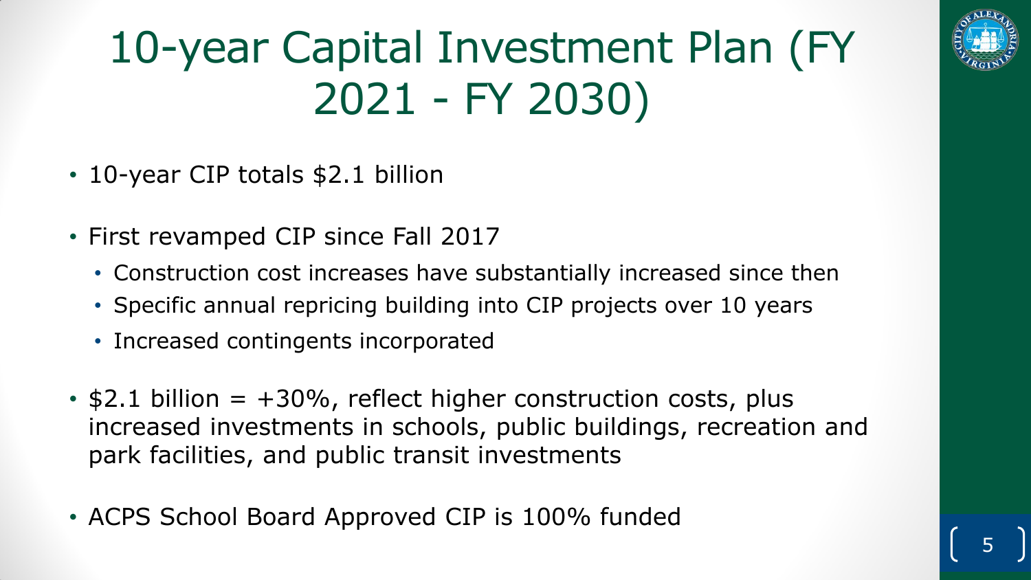# 10-year Capital Investment Plan (FY 2021 - FY 2030)

- 10-year CIP totals $2.1 billion
- First revamped CIP since Fall 2017
  - Construction cost increases have substantially increased since then
  - Specific annual repricing building into CIP projects over 10 years
  - Increased contingents incorporated
- $2.1 billion = +30%, reflect higher construction costs, plus increased investments in schools, public buildings, recreation and park facilities, and public transit investments
- ACPS School Board Approved CIP is 100% funded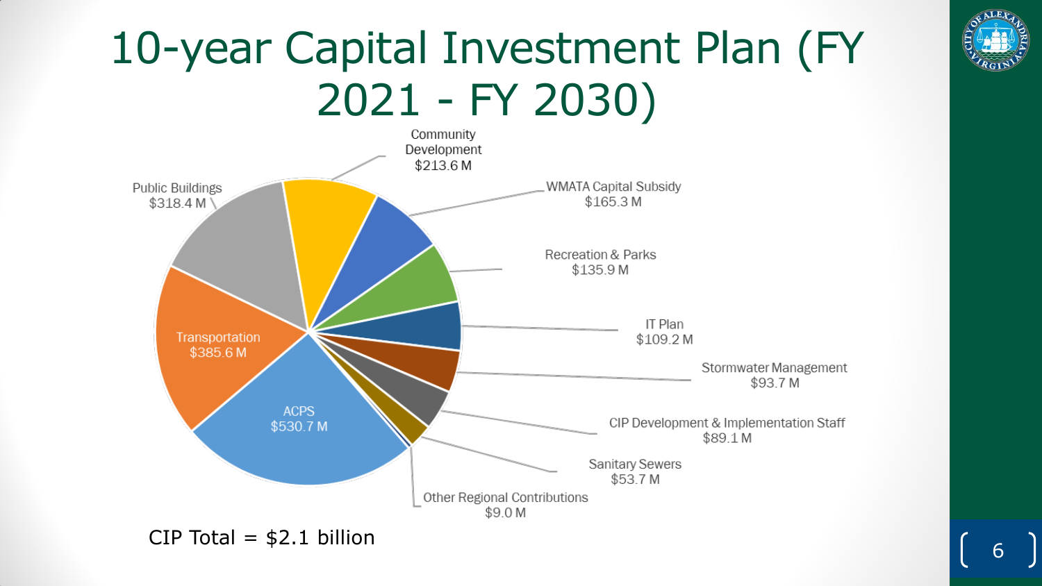# 10-year Capital Investment Plan (FY 2021 - FY 2030)

| Category | Amount |
| --- | --- |
| ACPS | $530.7 M |
| Transportation | $385.6 M |
| Public Buildings | $318.4 M |
| Community Development | $213.6 M |
| WMATA Capital Subsidy | $165.3 M |
| Recreation & Parks | $135.9 M |
| IT Plan | $109.2 M |
| Stormwater Management | $93.7 M |
| CIP Development & Implementation Staff | $89.1 M |
| Sanitary Sewers | $53.7 M |
| Other Regional Contributions | $9.0 M |

CIP Total = $2.1 billion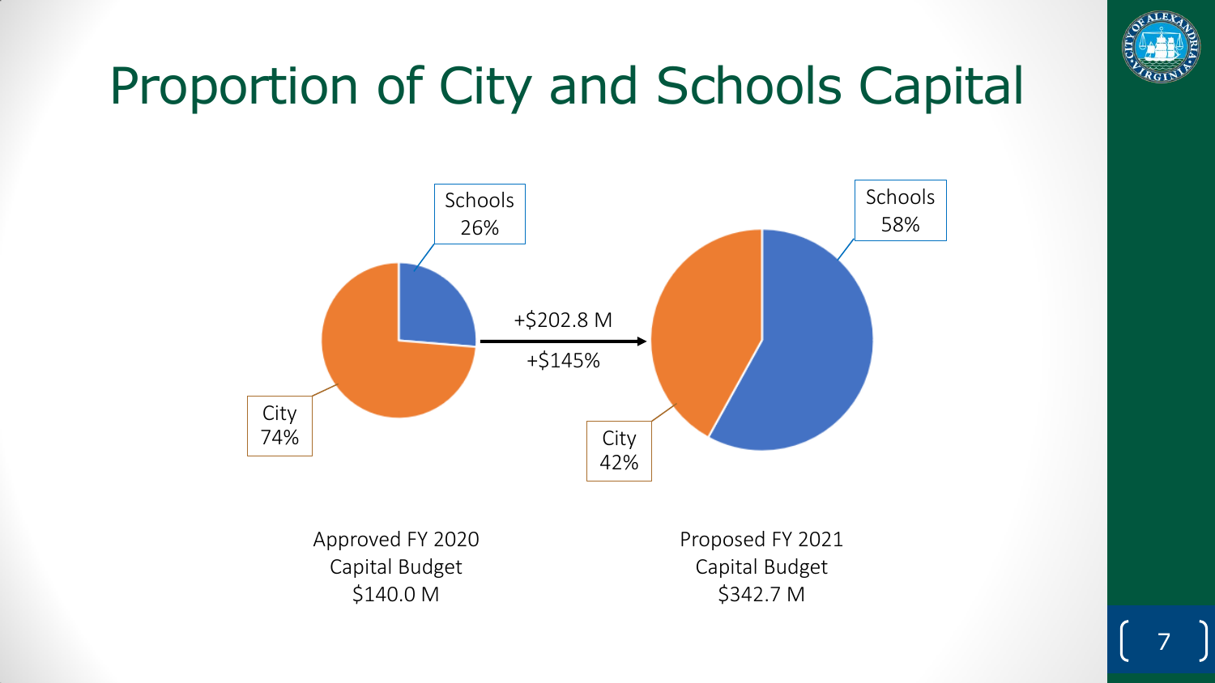# Proportion of City and Schools Capital

Schools
26%

City
74%

+$202.8 M

+$145%

Schools
58%

City
42%

Approved FY 2020
Capital Budget
$140.0 M

Proposed FY 2021
Capital Budget
$342.7 M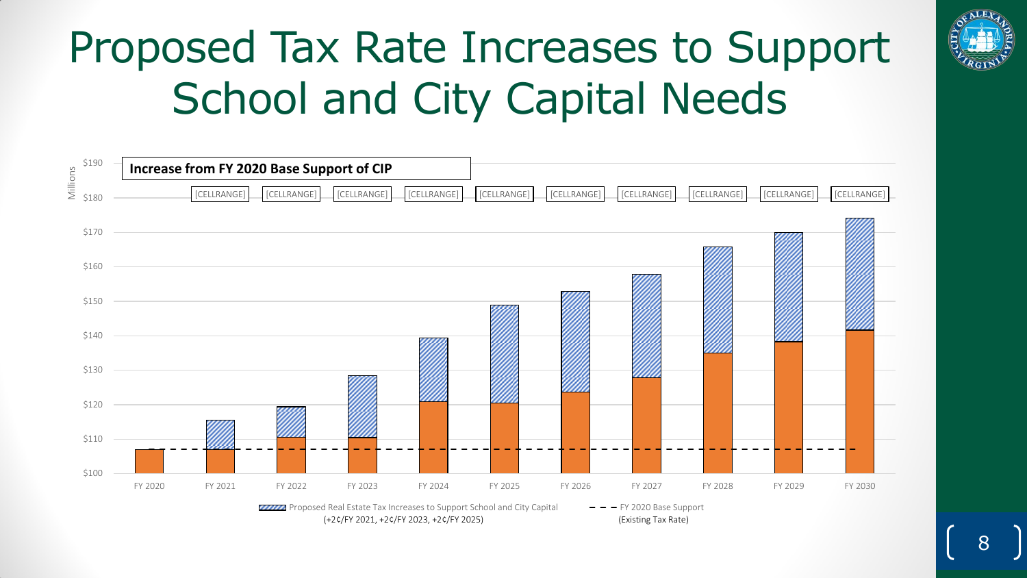# Proposed Tax Rate Increases to Support School and City Capital Needs

**Increase from FY 2020 Base Support of CIP**

[CELLRANGE] [CELLRANGE] [CELLRANGE] [CELLRANGE] [CELLRANGE] [CELLRANGE] [CELLRANGE] [CELLRANGE] [CELLRANGE] [CELLRANGE]

Millions

$190
$180
$170
$160
$150
$140
$130
$120
$110
$100

FY 2020 FY 2021 FY 2022 FY 2023 FY 2024 FY 2025 FY 2026 FY 2027 FY 2028 FY 2029 FY 2030

Proposed Real Estate Tax Increases to Support School and City Capital (+2¢/FY 2021, +2¢/FY 2023, +2¢/FY 2025)

FY 2020 Base Support (Existing Tax Rate)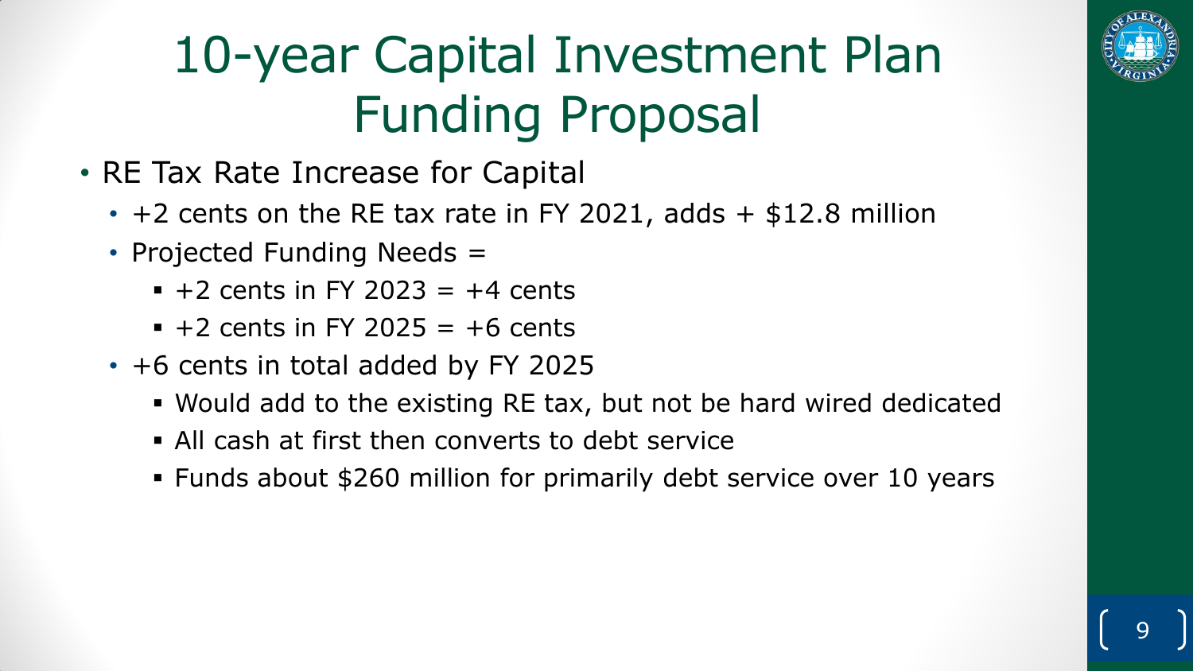# 10-year Capital Investment Plan Funding Proposal

- RE Tax Rate Increase for Capital
  - +2 cents on the RE tax rate in FY 2021, adds + $12.8 million
  - Projected Funding Needs =
    - +2 cents in FY 2023 = +4 cents
    - +2 cents in FY 2025 = +6 cents
  - +6 cents in total added by FY 2025
    - Would add to the existing RE tax, but not be hard wired dedicated
    - All cash at first then converts to debt service
    - Funds about $260 million for primarily debt service over 10 years